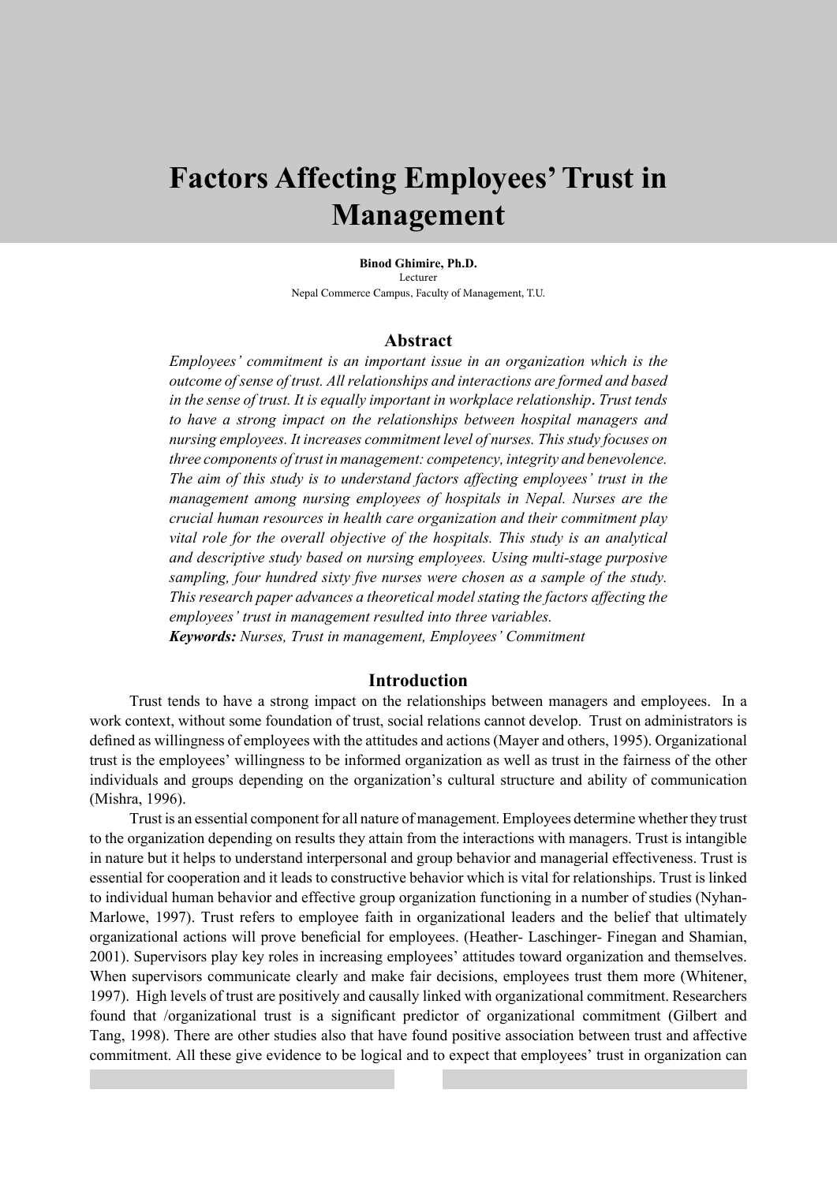# Factors Affecting Employees' Trust in Management

**Binod Ghimire, Ph.D.**
Lecturer
Nepal Commerce Campus, Faculty of Management, T.U.

## Abstract

*Employees' commitment is an important issue in an organization which is the outcome of sense of trust. All relationships and interactions are formed and based in the sense of trust. It is equally important in workplace relationship. Trust tends to have a strong impact on the relationships between hospital managers and nursing employees. It increases commitment level of nurses. This study focuses on three components of trust in management: competency, integrity and benevolence. The aim of this study is to understand factors affecting employees' trust in the management among nursing employees of hospitals in Nepal. Nurses are the crucial human resources in health care organization and their commitment play vital role for the overall objective of the hospitals. This study is an analytical and descriptive study based on nursing employees. Using multi-stage purposive sampling, four hundred sixty five nurses were chosen as a sample of the study. This research paper advances a theoretical model stating the factors affecting the employees' trust in management resulted into three variables.*

***Keywords:*** *Nurses, Trust in management, Employees' Commitment*

## Introduction

Trust tends to have a strong impact on the relationships between managers and employees. In a work context, without some foundation of trust, social relations cannot develop. Trust on administrators is defined as willingness of employees with the attitudes and actions (Mayer and others, 1995). Organizational trust is the employees' willingness to be informed organization as well as trust in the fairness of the other individuals and groups depending on the organization's cultural structure and ability of communication (Mishra, 1996).

Trust is an essential component for all nature of management. Employees determine whether they trust to the organization depending on results they attain from the interactions with managers. Trust is intangible in nature but it helps to understand interpersonal and group behavior and managerial effectiveness. Trust is essential for cooperation and it leads to constructive behavior which is vital for relationships. Trust is linked to individual human behavior and effective group organization functioning in a number of studies (Nyhan-Marlowe, 1997). Trust refers to employee faith in organizational leaders and the belief that ultimately organizational actions will prove beneficial for employees. (Heather- Laschinger- Finegan and Shamian, 2001). Supervisors play key roles in increasing employees' attitudes toward organization and themselves. When supervisors communicate clearly and make fair decisions, employees trust them more (Whitener, 1997). High levels of trust are positively and causally linked with organizational commitment. Researchers found that /organizational trust is a significant predictor of organizational commitment (Gilbert and Tang, 1998). There are other studies also that have found positive association between trust and affective commitment. All these give evidence to be logical and to expect that employees' trust in organization can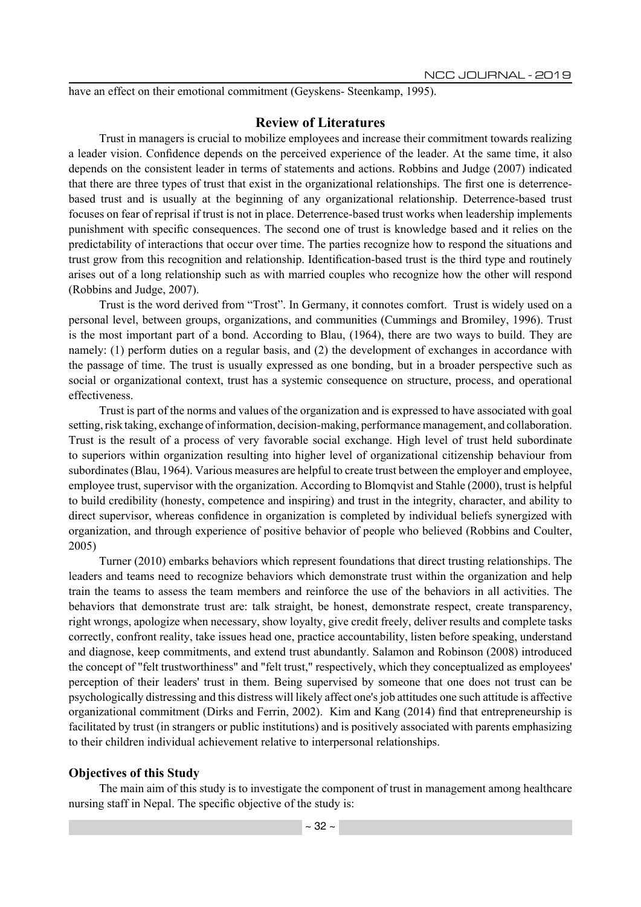have an effect on their emotional commitment (Geyskens- Steenkamp, 1995).

## Review of Literatures

Trust in managers is crucial to mobilize employees and increase their commitment towards realizing a leader vision. Confidence depends on the perceived experience of the leader. At the same time, it also depends on the consistent leader in terms of statements and actions. Robbins and Judge (2007) indicated that there are three types of trust that exist in the organizational relationships. The first one is deterrence-based trust and is usually at the beginning of any organizational relationship. Deterrence-based trust focuses on fear of reprisal if trust is not in place. Deterrence-based trust works when leadership implements punishment with specific consequences. The second one of trust is knowledge based and it relies on the predictability of interactions that occur over time. The parties recognize how to respond the situations and trust grow from this recognition and relationship. Identification-based trust is the third type and routinely arises out of a long relationship such as with married couples who recognize how the other will respond (Robbins and Judge, 2007).

Trust is the word derived from "Trost". In Germany, it connotes comfort. Trust is widely used on a personal level, between groups, organizations, and communities (Cummings and Bromiley, 1996). Trust is the most important part of a bond. According to Blau, (1964), there are two ways to build. They are namely: (1) perform duties on a regular basis, and (2) the development of exchanges in accordance with the passage of time. The trust is usually expressed as one bonding, but in a broader perspective such as social or organizational context, trust has a systemic consequence on structure, process, and operational effectiveness.

Trust is part of the norms and values of the organization and is expressed to have associated with goal setting, risk taking, exchange of information, decision-making, performance management, and collaboration. Trust is the result of a process of very favorable social exchange. High level of trust held subordinate to superiors within organization resulting into higher level of organizational citizenship behaviour from subordinates (Blau, 1964). Various measures are helpful to create trust between the employer and employee, employee trust, supervisor with the organization. According to Blomqvist and Stahle (2000), trust is helpful to build credibility (honesty, competence and inspiring) and trust in the integrity, character, and ability to direct supervisor, whereas confidence in organization is completed by individual beliefs synergized with organization, and through experience of positive behavior of people who believed (Robbins and Coulter, 2005)

Turner (2010) embarks behaviors which represent foundations that direct trusting relationships. The leaders and teams need to recognize behaviors which demonstrate trust within the organization and help train the teams to assess the team members and reinforce the use of the behaviors in all activities. The behaviors that demonstrate trust are: talk straight, be honest, demonstrate respect, create transparency, right wrongs, apologize when necessary, show loyalty, give credit freely, deliver results and complete tasks correctly, confront reality, take issues head one, practice accountability, listen before speaking, understand and diagnose, keep commitments, and extend trust abundantly. Salamon and Robinson (2008) introduced the concept of "felt trustworthiness" and "felt trust," respectively, which they conceptualized as employees' perception of their leaders' trust in them. Being supervised by someone that one does not trust can be psychologically distressing and this distress will likely affect one's job attitudes one such attitude is affective organizational commitment (Dirks and Ferrin, 2002). Kim and Kang (2014) find that entrepreneurship is facilitated by trust (in strangers or public institutions) and is positively associated with parents emphasizing to their children individual achievement relative to interpersonal relationships.

### Objectives of this Study

The main aim of this study is to investigate the component of trust in management among healthcare nursing staff in Nepal. The specific objective of the study is: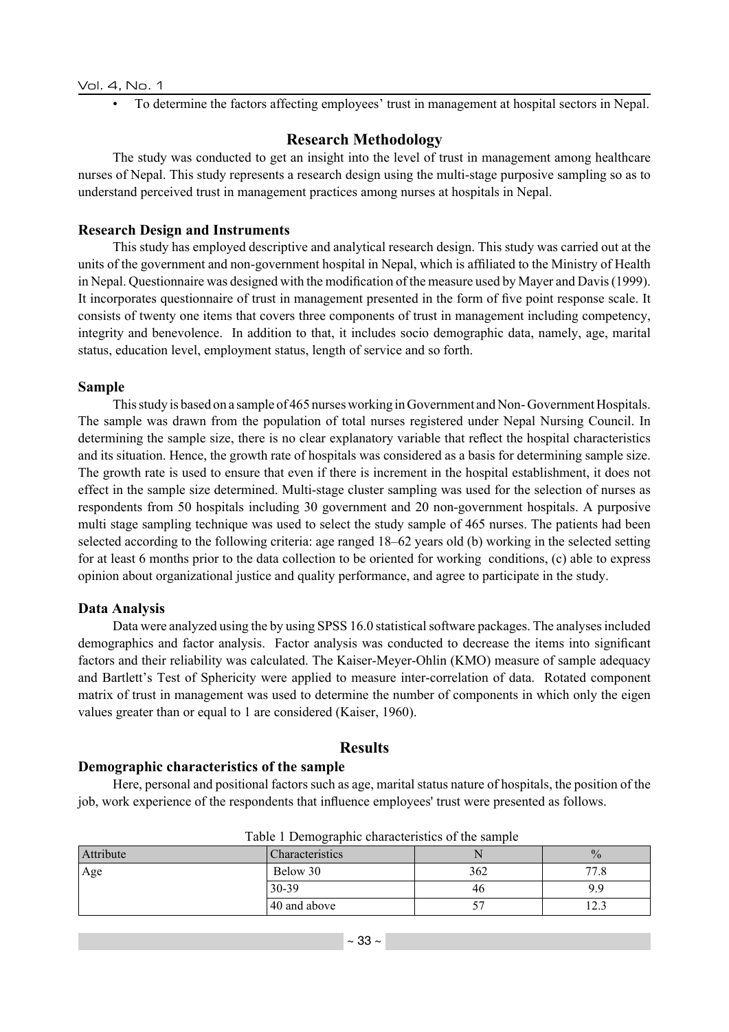- To determine the factors affecting employees' trust in management at hospital sectors in Nepal.

## Research Methodology

The study was conducted to get an insight into the level of trust in management among healthcare nurses of Nepal. This study represents a research design using the multi-stage purposive sampling so as to understand perceived trust in management practices among nurses at hospitals in Nepal.

### Research Design and Instruments

This study has employed descriptive and analytical research design. This study was carried out at the units of the government and non-government hospital in Nepal, which is affiliated to the Ministry of Health in Nepal. Questionnaire was designed with the modification of the measure used by Mayer and Davis (1999). It incorporates questionnaire of trust in management presented in the form of five point response scale. It consists of twenty one items that covers three components of trust in management including competency, integrity and benevolence. In addition to that, it includes socio demographic data, namely, age, marital status, education level, employment status, length of service and so forth.

### Sample

This study is based on a sample of 465 nurses working in Government and Non- Government Hospitals. The sample was drawn from the population of total nurses registered under Nepal Nursing Council. In determining the sample size, there is no clear explanatory variable that reflect the hospital characteristics and its situation. Hence, the growth rate of hospitals was considered as a basis for determining sample size. The growth rate is used to ensure that even if there is increment in the hospital establishment, it does not effect in the sample size determined. Multi-stage cluster sampling was used for the selection of nurses as respondents from 50 hospitals including 30 government and 20 non-government hospitals. A purposive multi stage sampling technique was used to select the study sample of 465 nurses. The patients had been selected according to the following criteria: age ranged 18–62 years old (b) working in the selected setting for at least 6 months prior to the data collection to be oriented for working conditions, (c) able to express opinion about organizational justice and quality performance, and agree to participate in the study.

### Data Analysis

Data were analyzed using the by using SPSS 16.0 statistical software packages. The analyses included demographics and factor analysis. Factor analysis was conducted to decrease the items into significant factors and their reliability was calculated. The Kaiser-Meyer-Ohlin (KMO) measure of sample adequacy and Bartlett's Test of Sphericity were applied to measure inter-correlation of data. Rotated component matrix of trust in management was used to determine the number of components in which only the eigen values greater than or equal to 1 are considered (Kaiser, 1960).

## Results

### Demographic characteristics of the sample

Here, personal and positional factors such as age, marital status nature of hospitals, the position of the job, work experience of the respondents that influence employees' trust were presented as follows.

Table 1 Demographic characteristics of the sample

| Attribute | Characteristics | N | % |
|---|---|---|---|
| Age | Below 30 | 362 | 77.8 |
| | 30-39 | 46 | 9.9 |
| | 40 and above | 57 | 12.3 |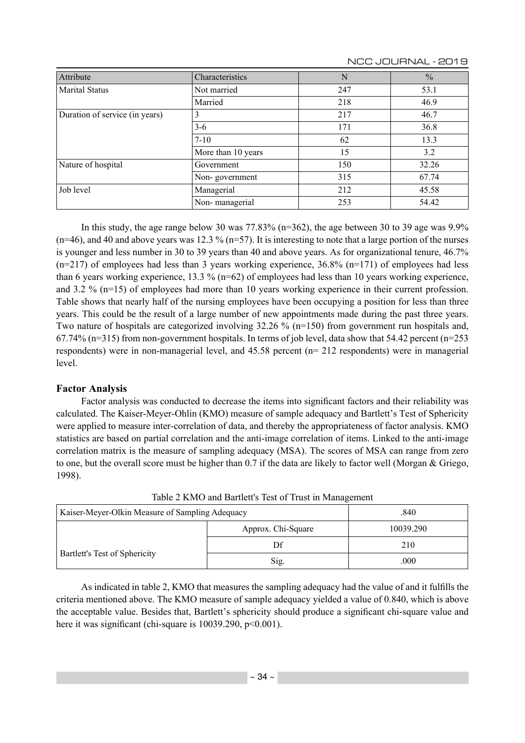| Attribute | Characteristics | N | % |
|---|---|---|---|
| Marital Status | Not married | 247 | 53.1 |
| | Married | 218 | 46.9 |
| Duration of service (in years) | 3 | 217 | 46.7 |
| | 3-6 | 171 | 36.8 |
| | 7-10 | 62 | 13.3 |
| | More than 10 years | 15 | 3.2 |
| Nature of hospital | Government | 150 | 32.26 |
| | Non- government | 315 | 67.74 |
| Job level | Managerial | 212 | 45.58 |
| | Non- managerial | 253 | 54.42 |

In this study, the age range below 30 was 77.83% (n=362), the age between 30 to 39 age was 9.9% (n=46), and 40 and above years was 12.3 % (n=57). It is interesting to note that a large portion of the nurses is younger and less number in 30 to 39 years than 40 and above years. As for organizational tenure, 46.7% (n=217) of employees had less than 3 years working experience, 36.8% (n=171) of employees had less than 6 years working experience, 13.3 % (n=62) of employees had less than 10 years working experience, and 3.2 % (n=15) of employees had more than 10 years working experience in their current profession. Table shows that nearly half of the nursing employees have been occupying a position for less than three years. This could be the result of a large number of new appointments made during the past three years. Two nature of hospitals are categorized involving 32.26 % (n=150) from government run hospitals and, 67.74% (n=315) from non-government hospitals. In terms of job level, data show that 54.42 percent (n=253 respondents) were in non-managerial level, and 45.58 percent (n= 212 respondents) were in managerial level.

### Factor Analysis

Factor analysis was conducted to decrease the items into significant factors and their reliability was calculated. The Kaiser-Meyer-Ohlin (KMO) measure of sample adequacy and Bartlett's Test of Sphericity were applied to measure inter-correlation of data, and thereby the appropriateness of factor analysis. KMO statistics are based on partial correlation and the anti-image correlation of items. Linked to the anti-image correlation matrix is the measure of sampling adequacy (MSA). The scores of MSA can range from zero to one, but the overall score must be higher than 0.7 if the data are likely to factor well (Morgan & Griego, 1998).

Table 2 KMO and Bartlett's Test of Trust in Management

| Kaiser-Meyer-Olkin Measure of Sampling Adequacy | | .840 |
|---|---|---|
| Bartlett's Test of Sphericity | Approx. Chi-Square | 10039.290 |
| | Df | 210 |
| | Sig. | .000 |

As indicated in table 2, KMO that measures the sampling adequacy had the value of and it fulfills the criteria mentioned above. The KMO measure of sample adequacy yielded a value of 0.840, which is above the acceptable value. Besides that, Bartlett's sphericity should produce a significant chi-square value and here it was significant (chi-square is 10039.290, $p<0.001$).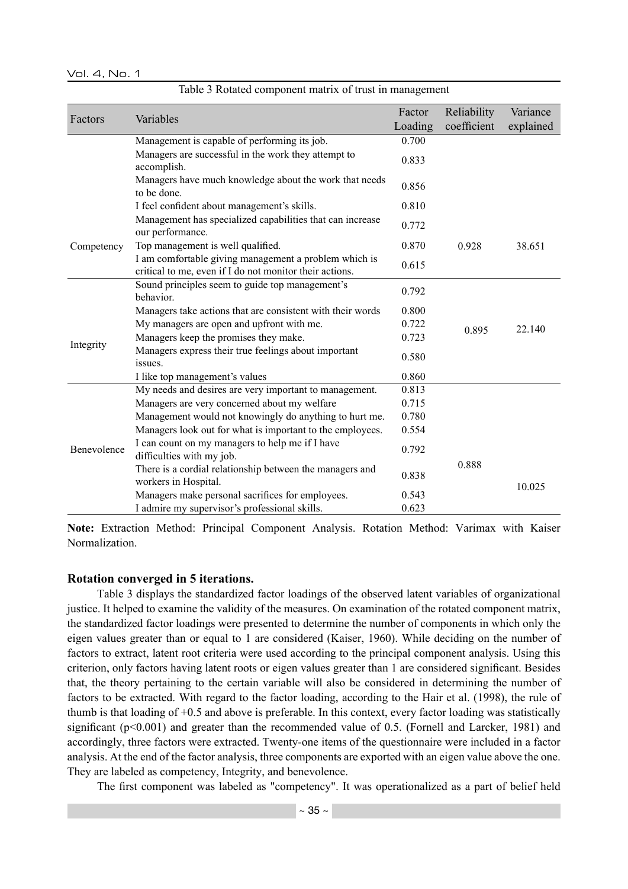Table 3 Rotated component matrix of trust in management

| Factors | Variables | Factor Loading | Reliability coefficient | Variance explained |
|---|---|---|---|---|
| Competency | Management is capable of performing its job. | 0.700 | 0.928 | 38.651 |
| | Managers are successful in the work they attempt to accomplish. | 0.833 | | |
| | Managers have much knowledge about the work that needs to be done. | 0.856 | | |
| | I feel confident about management's skills. | 0.810 | | |
| | Management has specialized capabilities that can increase our performance. | 0.772 | | |
| | Top management is well qualified. | 0.870 | | |
| | I am comfortable giving management a problem which is critical to me, even if I do not monitor their actions. | 0.615 | | |
| Integrity | Sound principles seem to guide top management's behavior. | 0.792 | 0.895 | 22.140 |
| | Managers take actions that are consistent with their words | 0.800 | | |
| | My managers are open and upfront with me. | 0.722 | | |
| | Managers keep the promises they make. | 0.723 | | |
| | Managers express their true feelings about important issues. | 0.580 | | |
| | I like top management's values | 0.860 | | |
| Benevolence | My needs and desires are very important to management. | 0.813 | 0.888 | 10.025 |
| | Managers are very concerned about my welfare | 0.715 | | |
| | Management would not knowingly do anything to hurt me. | 0.780 | | |
| | Managers look out for what is important to the employees. | 0.554 | | |
| | I can count on my managers to help me if I have difficulties with my job. | 0.792 | | |
| | There is a cordial relationship between the managers and workers in Hospital. | 0.838 | | |
| | Managers make personal sacrifices for employees. | 0.543 | | |
| | I admire my supervisor's professional skills. | 0.623 | | |

**Note:** Extraction Method: Principal Component Analysis. Rotation Method: Varimax with Kaiser Normalization.

**Rotation converged in 5 iterations.**

Table 3 displays the standardized factor loadings of the observed latent variables of organizational justice. It helped to examine the validity of the measures. On examination of the rotated component matrix, the standardized factor loadings were presented to determine the number of components in which only the eigen values greater than or equal to 1 are considered (Kaiser, 1960). While deciding on the number of factors to extract, latent root criteria were used according to the principal component analysis. Using this criterion, only factors having latent roots or eigen values greater than 1 are considered significant. Besides that, the theory pertaining to the certain variable will also be considered in determining the number of factors to be extracted. With regard to the factor loading, according to the Hair et al. (1998), the rule of thumb is that loading of +0.5 and above is preferable. In this context, every factor loading was statistically significant ($p<0.001$) and greater than the recommended value of 0.5. (Fornell and Larcker, 1981) and accordingly, three factors were extracted. Twenty-one items of the questionnaire were included in a factor analysis. At the end of the factor analysis, three components are exported with an eigen value above the one. They are labeled as competency, Integrity, and benevolence.

The first component was labeled as "competency". It was operationalized as a part of belief held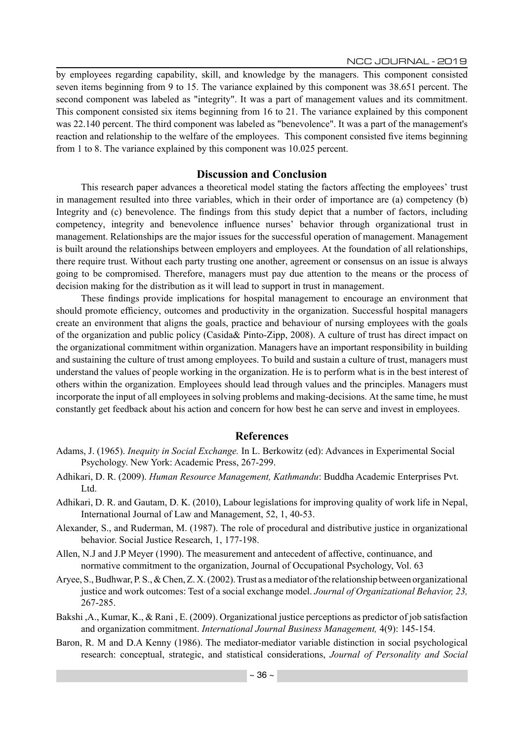by employees regarding capability, skill, and knowledge by the managers. This component consisted seven items beginning from 9 to 15. The variance explained by this component was 38.651 percent. The second component was labeled as "integrity". It was a part of management values and its commitment. This component consisted six items beginning from 16 to 21. The variance explained by this component was 22.140 percent. The third component was labeled as "benevolence". It was a part of the management's reaction and relationship to the welfare of the employees. This component consisted five items beginning from 1 to 8. The variance explained by this component was 10.025 percent.

## Discussion and Conclusion

This research paper advances a theoretical model stating the factors affecting the employees' trust in management resulted into three variables, which in their order of importance are (a) competency (b) Integrity and (c) benevolence. The findings from this study depict that a number of factors, including competency, integrity and benevolence influence nurses' behavior through organizational trust in management. Relationships are the major issues for the successful operation of management. Management is built around the relationships between employers and employees. At the foundation of all relationships, there require trust. Without each party trusting one another, agreement or consensus on an issue is always going to be compromised. Therefore, managers must pay due attention to the means or the process of decision making for the distribution as it will lead to support in trust in management.

These findings provide implications for hospital management to encourage an environment that should promote efficiency, outcomes and productivity in the organization. Successful hospital managers create an environment that aligns the goals, practice and behaviour of nursing employees with the goals of the organization and public policy (Casida& Pinto-Zipp, 2008). A culture of trust has direct impact on the organizational commitment within organization. Managers have an important responsibility in building and sustaining the culture of trust among employees. To build and sustain a culture of trust, managers must understand the values of people working in the organization. He is to perform what is in the best interest of others within the organization. Employees should lead through values and the principles. Managers must incorporate the input of all employees in solving problems and making-decisions. At the same time, he must constantly get feedback about his action and concern for how best he can serve and invest in employees.

## References

Adams, J. (1965). *Inequity in Social Exchange.* In L. Berkowitz (ed): Advances in Experimental Social Psychology. New York: Academic Press, 267-299.

Adhikari, D. R. (2009). *Human Resource Management, Kathmandu*: Buddha Academic Enterprises Pvt. Ltd.

Adhikari, D. R. and Gautam, D. K. (2010), Labour legislations for improving quality of work life in Nepal, International Journal of Law and Management, 52, 1, 40-53.

Alexander, S., and Ruderman, M. (1987). The role of procedural and distributive justice in organizational behavior. Social Justice Research, 1, 177-198.

Allen, N.J and J.P Meyer (1990). The measurement and antecedent of affective, continuance, and normative commitment to the organization, Journal of Occupational Psychology, Vol. 63

Aryee, S., Budhwar, P. S., & Chen, Z. X. (2002). Trust as a mediator of the relationship between organizational justice and work outcomes: Test of a social exchange model. *Journal of Organizational Behavior, 23,* 267-285.

Bakshi ,A., Kumar, K., & Rani , E. (2009). Organizational justice perceptions as predictor of job satisfaction and organization commitment. *International Journal Business Management,* 4(9): 145-154.

Baron, R. M and D.A Kenny (1986). The mediator-mediator variable distinction in social psychological research: conceptual, strategic, and statistical considerations, *Journal of Personality and Social*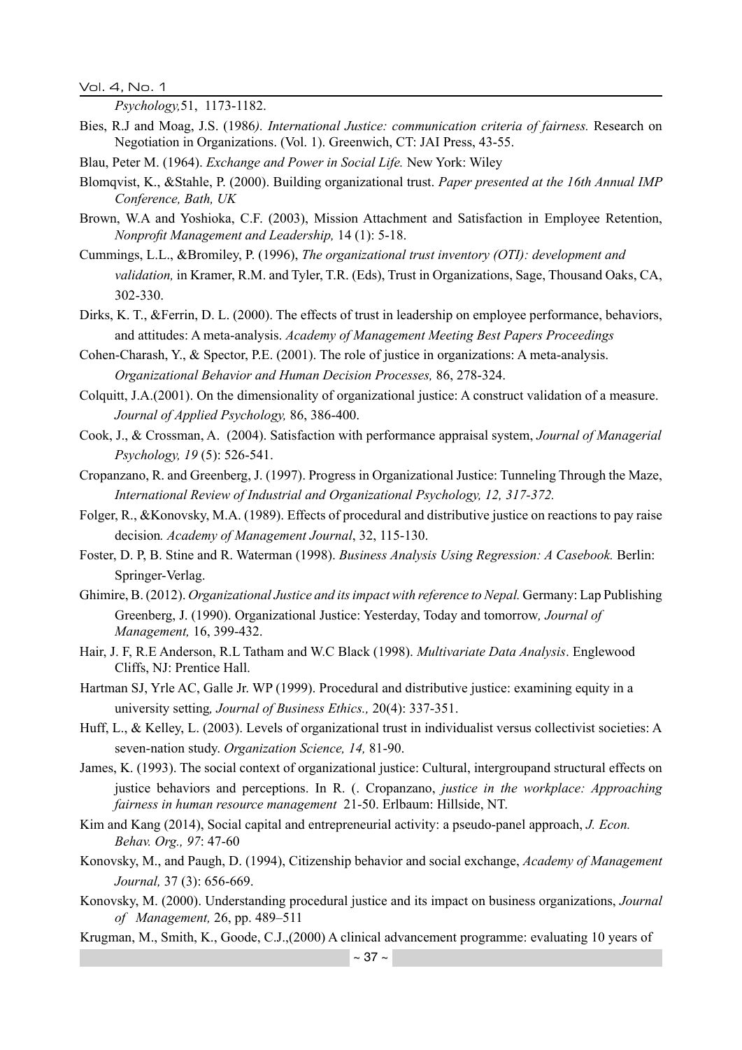*Psychology,*51, 1173-1182.

Bies, R.J and Moag, J.S. (1986*). International Justice: communication criteria of fairness.* Research on Negotiation in Organizations. (Vol. 1). Greenwich, CT: JAI Press, 43-55.

Blau, Peter M. (1964). *Exchange and Power in Social Life.* New York: Wiley

Blomqvist, K., &Stahle, P. (2000). Building organizational trust. *Paper presented at the 16th Annual IMP Conference, Bath, UK*

Brown, W.A and Yoshioka, C.F. (2003), Mission Attachment and Satisfaction in Employee Retention, *Nonprofit Management and Leadership,* 14 (1): 5-18.

Cummings, L.L., &Bromiley, P. (1996), *The organizational trust inventory (OTI): development and validation,* in Kramer, R.M. and Tyler, T.R. (Eds), Trust in Organizations, Sage, Thousand Oaks, CA, 302-330.

Dirks, K. T., &Ferrin, D. L. (2000). The effects of trust in leadership on employee performance, behaviors, and attitudes: A meta-analysis. *Academy of Management Meeting Best Papers Proceedings*

Cohen-Charash, Y., & Spector, P.E. (2001). The role of justice in organizations: A meta-analysis. *Organizational Behavior and Human Decision Processes,* 86, 278-324.

Colquitt, J.A.(2001). On the dimensionality of organizational justice: A construct validation of a measure. *Journal of Applied Psychology,* 86, 386-400.

Cook, J., & Crossman, A. (2004). Satisfaction with performance appraisal system, *Journal of Managerial Psychology, 19* (5): 526-541.

Cropanzano, R. and Greenberg, J. (1997). Progress in Organizational Justice: Tunneling Through the Maze, *International Review of Industrial and Organizational Psychology, 12, 317-372.*

Folger, R., &Konovsky, M.A. (1989). Effects of procedural and distributive justice on reactions to pay raise decision*. Academy of Management Journal*, 32, 115-130.

Foster, D. P, B. Stine and R. Waterman (1998). *Business Analysis Using Regression: A Casebook.* Berlin: Springer-Verlag.

Ghimire, B. (2012). *Organizational Justice and its impact with reference to Nepal.* Germany: Lap Publishing Greenberg, J. (1990). Organizational Justice: Yesterday, Today and tomorrow*, Journal of Management,* 16, 399-432.

Hair, J. F, R.E Anderson, R.L Tatham and W.C Black (1998). *Multivariate Data Analysis*. Englewood Cliffs, NJ: Prentice Hall.

Hartman SJ, Yrle AC, Galle Jr. WP (1999). Procedural and distributive justice: examining equity in a university setting*, Journal of Business Ethics.,* 20(4): 337-351.

Huff, L., & Kelley, L. (2003). Levels of organizational trust in individualist versus collectivist societies: A seven-nation study. *Organization Science, 14,* 81-90.

James, K. (1993). The social context of organizational justice: Cultural, intergroupand structural effects on justice behaviors and perceptions. In R. (. Cropanzano, *justice in the workplace: Approaching fairness in human resource management* 21-50. Erlbaum: Hillside, NT.

Kim and Kang (2014), Social capital and entrepreneurial activity: a pseudo-panel approach, *J. Econ. Behav. Org., 97*: 47-60

Konovsky, M., and Paugh, D. (1994), Citizenship behavior and social exchange, *Academy of Management Journal,* 37 (3): 656-669.

Konovsky, M. (2000). Understanding procedural justice and its impact on business organizations, *Journal of Management,* 26, pp. 489–511

Krugman, M., Smith, K., Goode, C.J.,(2000) A clinical advancement programme: evaluating 10 years of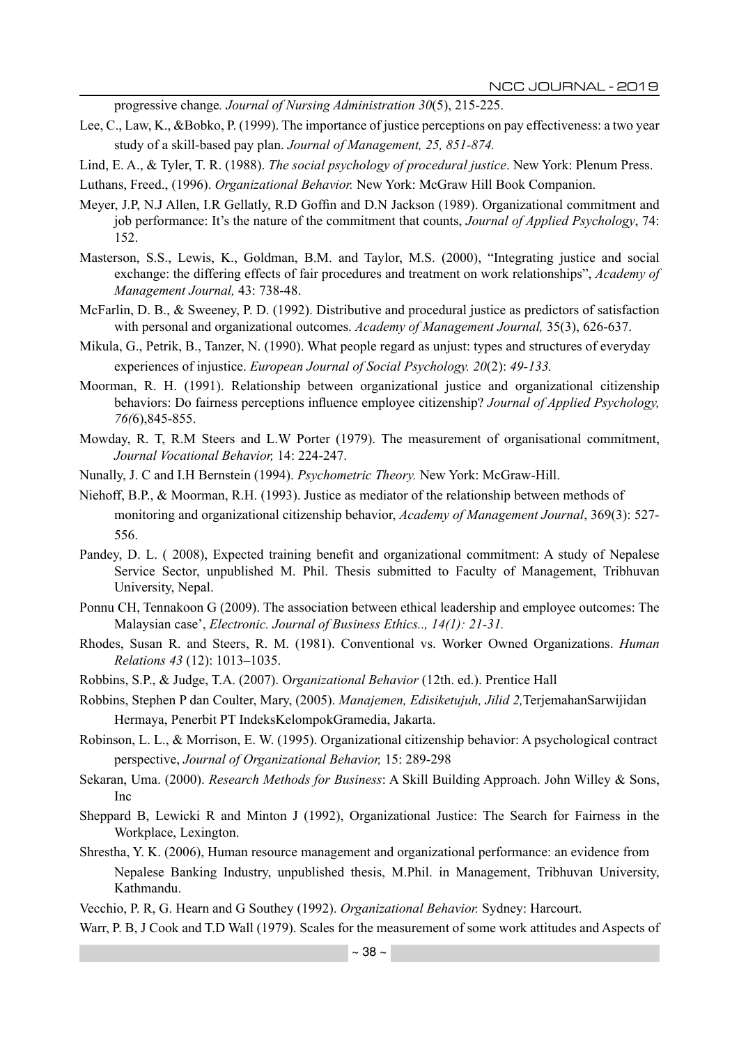progressive change. *Journal of Nursing Administration 30*(5), 215-225.

Lee, C., Law, K., &Bobko, P. (1999). The importance of justice perceptions on pay effectiveness: a two year study of a skill-based pay plan. *Journal of Management, 25, 851-874.*

Lind, E. A., & Tyler, T. R. (1988). *The social psychology of procedural justice*. New York: Plenum Press.

Luthans, Freed., (1996). *Organizational Behavior.* New York: McGraw Hill Book Companion.

Meyer, J.P, N.J Allen, I.R Gellatly, R.D Goffin and D.N Jackson (1989). Organizational commitment and job performance: It's the nature of the commitment that counts, *Journal of Applied Psychology*, 74: 152.

Masterson, S.S., Lewis, K., Goldman, B.M. and Taylor, M.S. (2000), "Integrating justice and social exchange: the differing effects of fair procedures and treatment on work relationships", *Academy of Management Journal,* 43: 738-48.

McFarlin, D. B., & Sweeney, P. D. (1992). Distributive and procedural justice as predictors of satisfaction with personal and organizational outcomes. *Academy of Management Journal,* 35(3), 626-637.

Mikula, G., Petrik, B., Tanzer, N. (1990). What people regard as unjust: types and structures of everyday experiences of injustice. *European Journal of Social Psychology. 20*(2): *49-133.*

Moorman, R. H. (1991). Relationship between organizational justice and organizational citizenship behaviors: Do fairness perceptions influence employee citizenship? *Journal of Applied Psychology, 76(*6),845-855.

Mowday, R. T, R.M Steers and L.W Porter (1979). The measurement of organisational commitment, *Journal Vocational Behavior,* 14: 224-247.

Nunally, J. C and I.H Bernstein (1994). *Psychometric Theory.* New York: McGraw-Hill.

Niehoff, B.P., & Moorman, R.H. (1993). Justice as mediator of the relationship between methods of monitoring and organizational citizenship behavior, *Academy of Management Journal*, 369(3): 527-556.

Pandey, D. L. ( 2008), Expected training benefit and organizational commitment: A study of Nepalese Service Sector, unpublished M. Phil. Thesis submitted to Faculty of Management, Tribhuvan University, Nepal.

Ponnu CH, Tennakoon G (2009). The association between ethical leadership and employee outcomes: The Malaysian case', *Electronic. Journal of Business Ethics.., 14(1): 21-31.*

Rhodes, Susan R. and Steers, R. M. (1981). Conventional vs. Worker Owned Organizations. *Human Relations 43* (12): 1013–1035.

Robbins, S.P., & Judge, T.A. (2007). O*rganizational Behavior* (12th. ed.). Prentice Hall

Robbins, Stephen P dan Coulter, Mary, (2005). *Manajemen, Edisiketujuh, Jilid 2,*TerjemahanSarwijidan Hermaya, Penerbit PT IndeksKelompokGramedia, Jakarta.

Robinson, L. L., & Morrison, E. W. (1995). Organizational citizenship behavior: A psychological contract perspective, *Journal of Organizational Behavior,* 15: 289-298

Sekaran, Uma. (2000). *Research Methods for Business*: A Skill Building Approach. John Willey & Sons, Inc

Sheppard B, Lewicki R and Minton J (1992), Organizational Justice: The Search for Fairness in the Workplace, Lexington.

Shrestha, Y. K. (2006), Human resource management and organizational performance: an evidence from Nepalese Banking Industry, unpublished thesis, M.Phil. in Management, Tribhuvan University, Kathmandu.

Vecchio, P. R, G. Hearn and G Southey (1992). *Organizational Behavior.* Sydney: Harcourt.

Warr, P. B, J Cook and T.D Wall (1979). Scales for the measurement of some work attitudes and Aspects of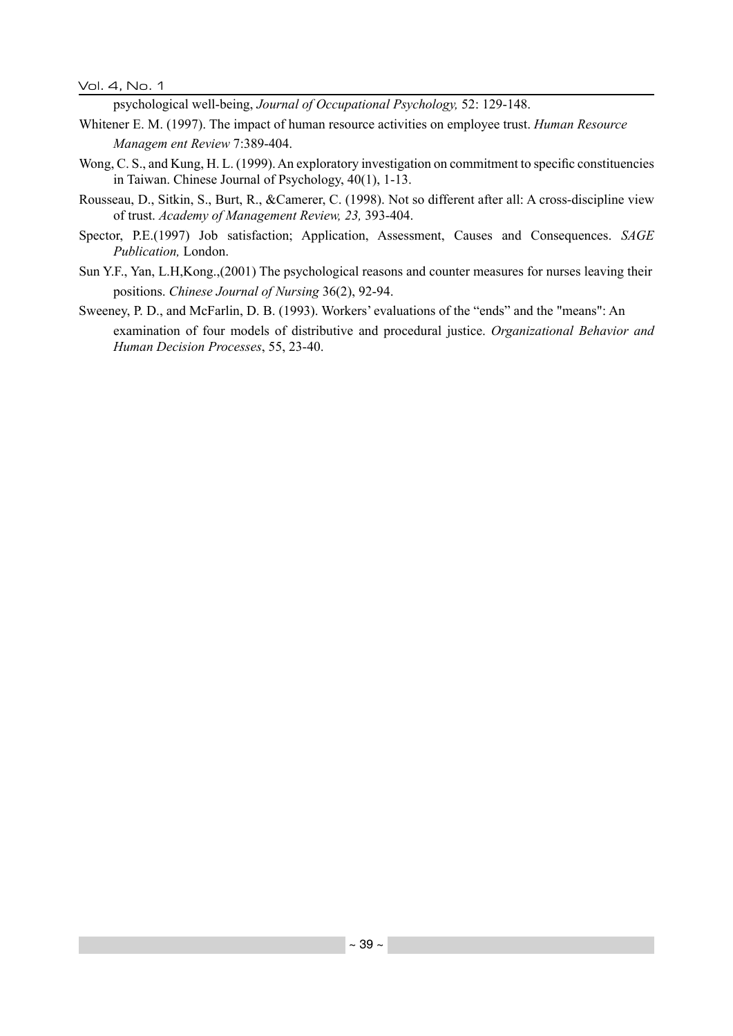psychological well-being, *Journal of Occupational Psychology,* 52: 129-148.

Whitener E. M. (1997). The impact of human resource activities on employee trust. *Human Resource Managem ent Review* 7:389-404.

Wong, C. S., and Kung, H. L. (1999). An exploratory investigation on commitment to specific constituencies in Taiwan. Chinese Journal of Psychology, 40(1), 1-13.

Rousseau, D., Sitkin, S., Burt, R., &Camerer, C. (1998). Not so different after all: A cross-discipline view of trust. *Academy of Management Review, 23,* 393-404.

Spector, P.E.(1997) Job satisfaction; Application, Assessment, Causes and Consequences. *SAGE Publication,* London.

Sun Y.F., Yan, L.H,Kong.,(2001) The psychological reasons and counter measures for nurses leaving their positions. *Chinese Journal of Nursing* 36(2), 92-94.

Sweeney, P. D., and McFarlin, D. B. (1993). Workers' evaluations of the "ends" and the "means": An examination of four models of distributive and procedural justice. *Organizational Behavior and Human Decision Processes*, 55, 23-40.